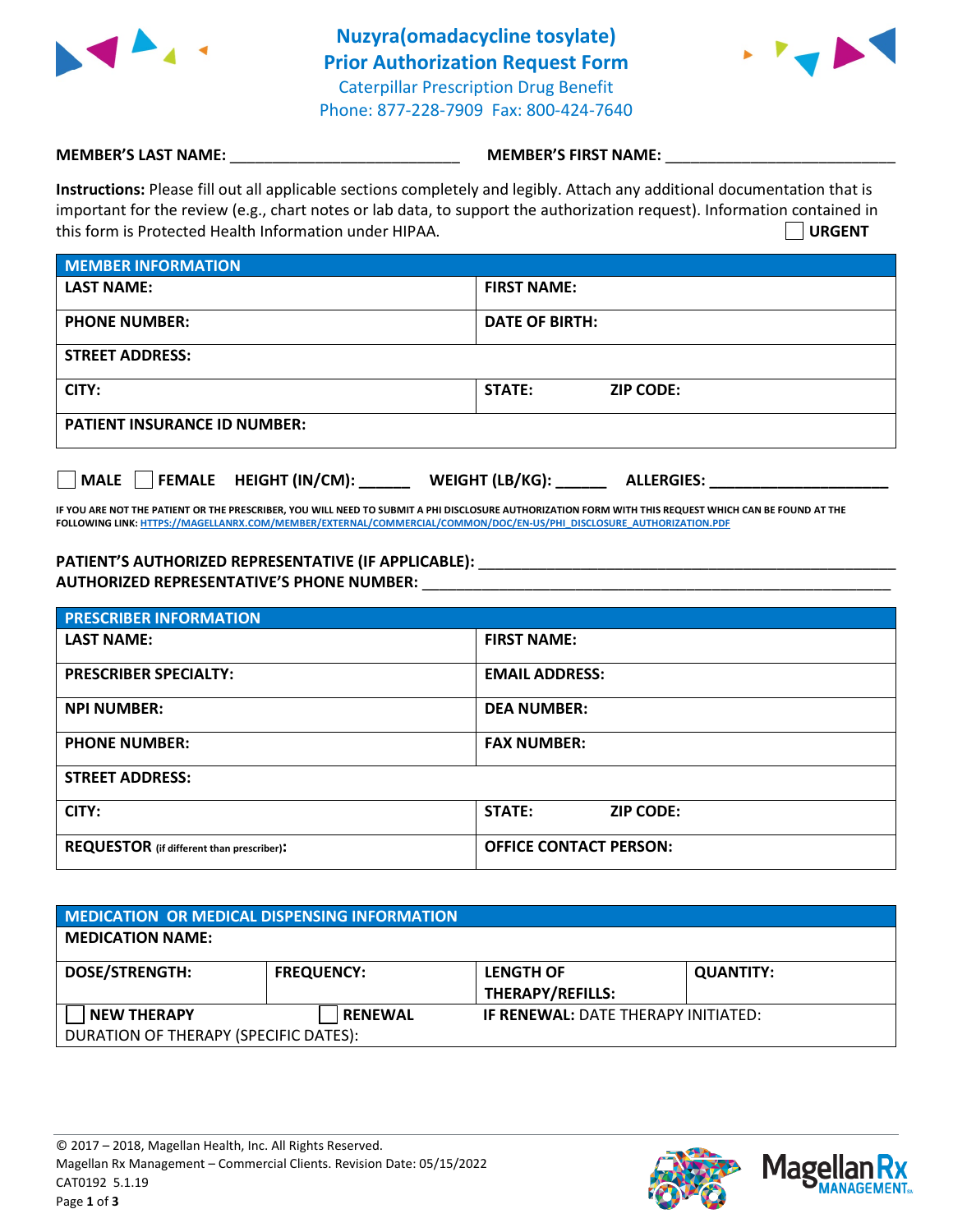# Nuzyra(omadacycline tosylate) Prior Authorization Request Form

Caterpillar Prescription Drug Benefit
Phone: 877-228-7909 Fax: 800-424-7640

**MEMBER'S LAST NAME:** ___________________________ **MEMBER'S FIRST NAME:** ___________________________

**Instructions:** Please fill out all applicable sections completely and legibly. Attach any additional documentation that is important for the review (e.g., chart notes or lab data, to support the authorization request). Information contained in this form is Protected Health Information under HIPAA.

☐ **URGENT**

| MEMBER INFORMATION | |
|---|---|
| **LAST NAME:** | **FIRST NAME:** |
| **PHONE NUMBER:** | **DATE OF BIRTH:** |
| **STREET ADDRESS:** | |
| **CITY:** | **STATE:** **ZIP CODE:** |
| **PATIENT INSURANCE ID NUMBER:** | |

☐ **MALE** ☐ **FEMALE** **HEIGHT (IN/CM):** ______ **WEIGHT (LB/KG):** ______ **ALLERGIES:** ____________________

**IF YOU ARE NOT THE PATIENT OR THE PRESCRIBER, YOU WILL NEED TO SUBMIT A PHI DISCLOSURE AUTHORIZATION FORM WITH THIS REQUEST WHICH CAN BE FOUND AT THE FOLLOWING LINK:** HTTPS://MAGELLANRX.COM/MEMBER/EXTERNAL/COMMERCIAL/COMMON/DOC/EN-US/PHI_DISCLOSURE_AUTHORIZATION.PDF

**PATIENT'S AUTHORIZED REPRESENTATIVE (IF APPLICABLE):** ________________________________________________
**AUTHORIZED REPRESENTATIVE'S PHONE NUMBER:** ________________________________________________

| PRESCRIBER INFORMATION | |
|---|---|
| **LAST NAME:** | **FIRST NAME:** |
| **PRESCRIBER SPECIALTY:** | **EMAIL ADDRESS:** |
| **NPI NUMBER:** | **DEA NUMBER:** |
| **PHONE NUMBER:** | **FAX NUMBER:** |
| **STREET ADDRESS:** | |
| **CITY:** | **STATE:** **ZIP CODE:** |
| **REQUESTOR** (if different than prescriber)**:** | **OFFICE CONTACT PERSON:** |

| MEDICATION OR MEDICAL DISPENSING INFORMATION | | | |
|---|---|---|---|
| **MEDICATION NAME:** | | | |
| **DOSE/STRENGTH:** | **FREQUENCY:** | **LENGTH OF THERAPY/REFILLS:** | **QUANTITY:** |
| ☐ **NEW THERAPY** | ☐ **RENEWAL** | **IF RENEWAL:** DATE THERAPY INITIATED: | |
| DURATION OF THERAPY (SPECIFIC DATES): | | | |

© 2017 – 2018, Magellan Health, Inc. All Rights Reserved.
Magellan Rx Management – Commercial Clients. Revision Date: 05/15/2022
CAT0192 5.1.19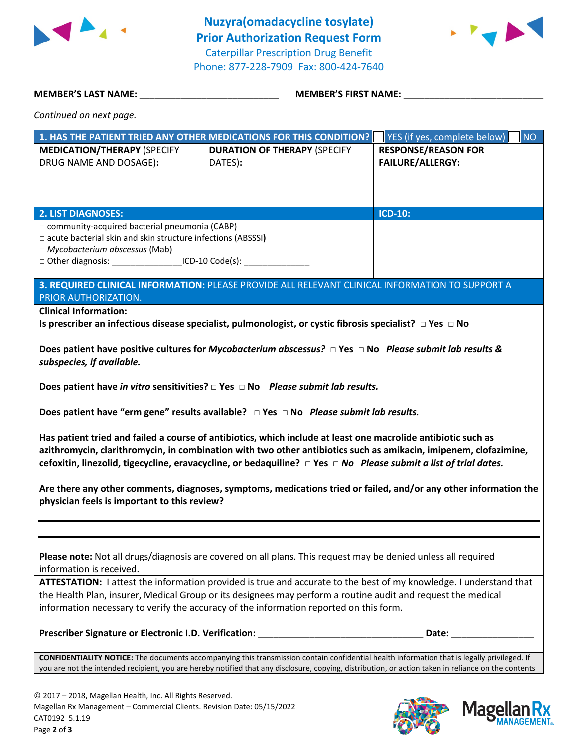# Nuzyra(omadacycline tosylate)
## Prior Authorization Request Form

Caterpillar Prescription Drug Benefit
Phone: 877-228-7909 Fax: 800-424-7640

**MEMBER'S LAST NAME:** ___________________________ **MEMBER'S FIRST NAME:** ___________________________

*Continued on next page.*

| **1. HAS THE PATIENT TRIED ANY OTHER MEDICATIONS FOR THIS CONDITION?** | | ☐ YES (if yes, complete below) ☐ NO |
|---|---|---|
| **MEDICATION/THERAPY** (SPECIFY DRUG NAME AND DOSAGE)**:** | **DURATION OF THERAPY** (SPECIFY DATES)**:** | **RESPONSE/REASON FOR FAILURE/ALLERGY:** |

| **2. LIST DIAGNOSES:** | **ICD-10:** |
|---|---|
| □ community-acquired bacterial pneumonia (CABP)<br>□ acute bacterial skin and skin structure infections (ABSSSI**)**<br>□ *Mycobacterium abscessus* (Mab)<br>□ Other diagnosis: _______________ICD-10 Code(s): ______________ | |

**3. REQUIRED CLINICAL INFORMATION:** PLEASE PROVIDE ALL RELEVANT CLINICAL INFORMATION TO SUPPORT A PRIOR AUTHORIZATION.

**Clinical Information:**

**Is prescriber an infectious disease specialist, pulmonologist, or cystic fibrosis specialist? □ Yes □ No**

**Does patient have positive cultures for *Mycobacterium abscessus?* □ Yes □ No *Please submit lab results & subspecies, if available.***

**Does patient have *in vitro* sensitivities? □ Yes □ No *Please submit lab results.***

**Does patient have "erm gene" results available? □ Yes □ No *Please submit lab results.***

**Has patient tried and failed a course of antibiotics, which include at least one macrolide antibiotic such as azithromycin, clarithromycin, in combination with two other antibiotics such as amikacin, imipenem, clofazimine, cefoxitin, linezolid, tigecycline, eravacycline, or bedaquiline? □ Yes □ *No Please submit a list of trial dates.***

**Are there any other comments, diagnoses, symptoms, medications tried or failed, and/or any other information the physician feels is important to this review?**

_______________________________________________________________________________

_______________________________________________________________________________

**Please note:** Not all drugs/diagnosis are covered on all plans. This request may be denied unless all required information is received.

**ATTESTATION:** I attest the information provided is true and accurate to the best of my knowledge. I understand that the Health Plan, insurer, Medical Group or its designees may perform a routine audit and request the medical information necessary to verify the accuracy of the information reported on this form.

**Prescriber Signature or Electronic I.D. Verification:** _________________________________ **Date:** ________________

**CONFIDENTIALITY NOTICE:** The documents accompanying this transmission contain confidential health information that is legally privileged. If you are not the intended recipient, you are hereby notified that any disclosure, copying, distribution, or action taken in reliance on the contents

© 2017 – 2018, Magellan Health, Inc. All Rights Reserved.
Magellan Rx Management – Commercial Clients. Revision Date: 05/15/2022
CAT0192 5.1.19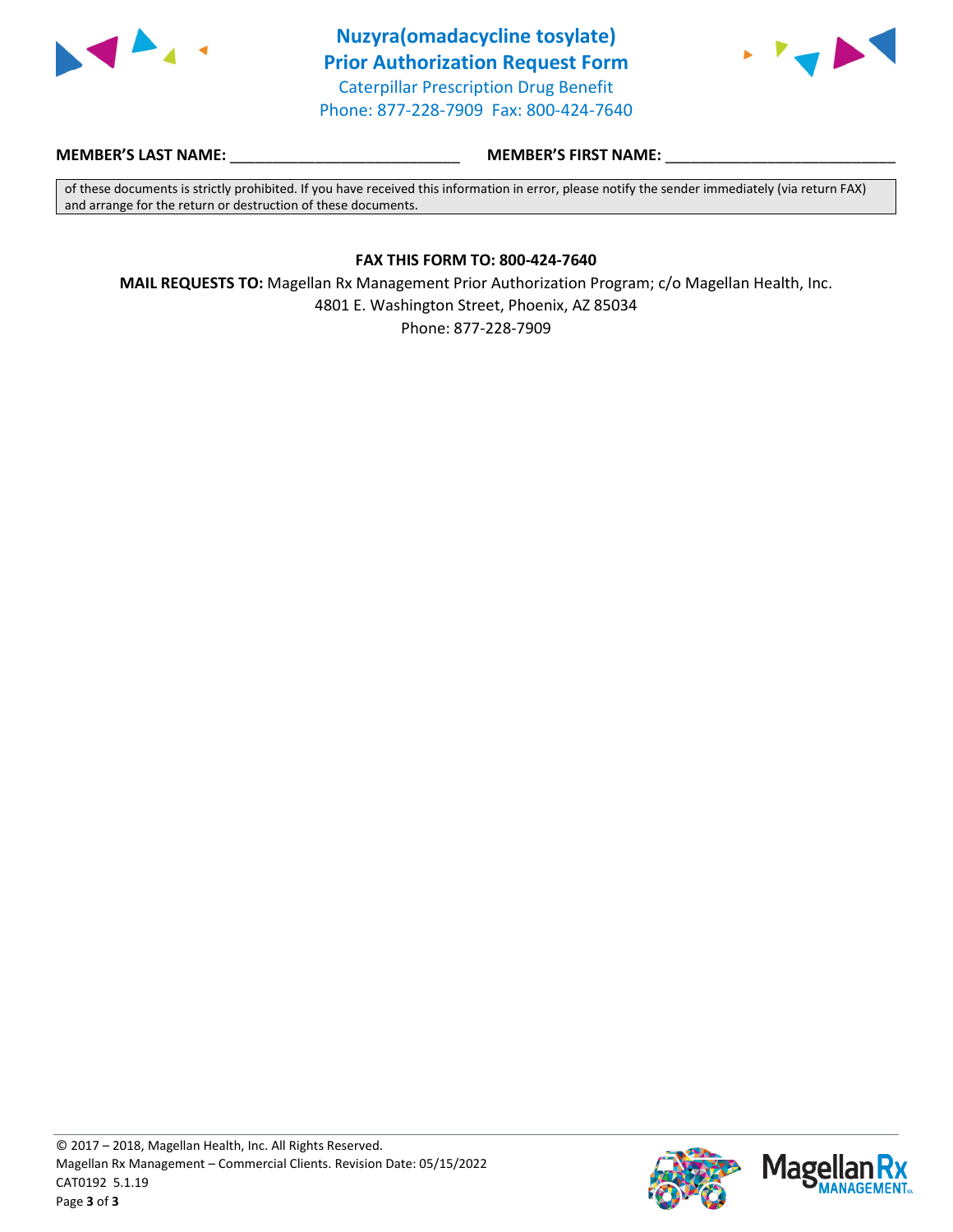MEMBER'S LAST NAME: ___________________________ MEMBER'S FIRST NAME: ___________________________

of these documents is strictly prohibited. If you have received this information in error, please notify the sender immediately (via return FAX) and arrange for the return or destruction of these documents.

**FAX THIS FORM TO: 800-424-7640**

**MAIL REQUESTS TO:** Magellan Rx Management Prior Authorization Program; c/o Magellan Health, Inc.
4801 E. Washington Street, Phoenix, AZ 85034
Phone: 877-228-7909